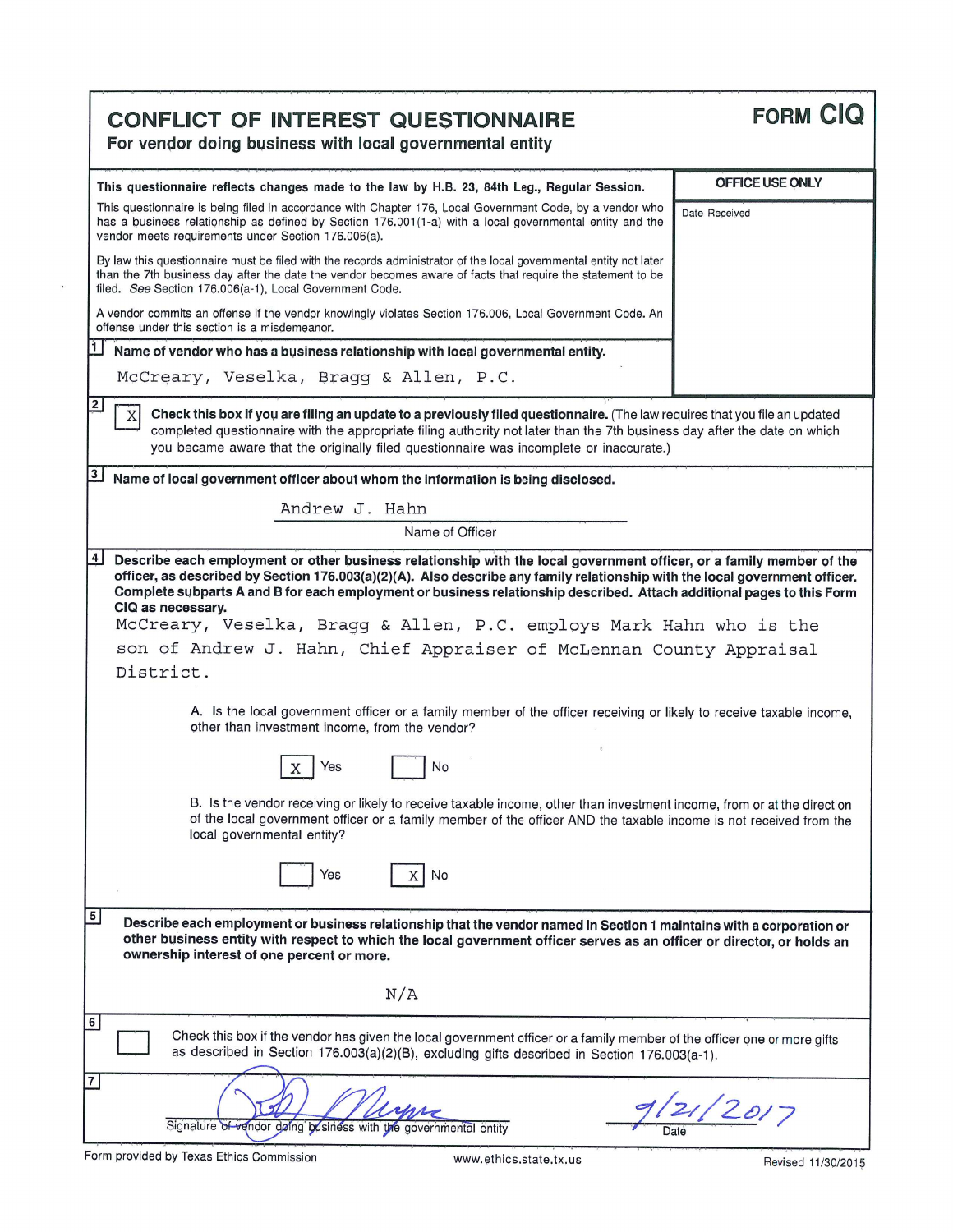# CONFLICT OF INTEREST QUESTIONNAIRE

**FORM CIQ**

**For vendor doing business with local governmental entity**

| | OFFICE USE ONLY |
|---|---|
| **This questionnaire reflects changes made to the law by H.B. 23, 84th Leg., Regular Session.** | Date Received |

This questionnaire is being filed in accordance with Chapter 176, Local Government Code, by a vendor who has a business relationship as defined by Section 176.001(1-a) with a local governmental entity and the vendor meets requirements under Section 176.006(a).

By law this questionnaire must be filed with the records administrator of the local governmental entity not later than the 7th business day after the date the vendor becomes aware of facts that require the statement to be filed. *See* Section 176.006(a-1), Local Government Code.

A vendor commits an offense if the vendor knowingly violates Section 176.006, Local Government Code. An offense under this section is a misdemeanor.

**1 Name of vendor who has a business relationship with local governmental entity.**

McCreary, Veselka, Bragg & Allen, P.C.

**2** [X] **Check this box if you are filing an update to a previously filed questionnaire.** (The law requires that you file an updated completed questionnaire with the appropriate filing authority not later than the 7th business day after the date on which you became aware that the originally filed questionnaire was incomplete or inaccurate.)

**3 Name of local government officer about whom the information is being disclosed.**

Andrew J. Hahn

Name of Officer

**4 Describe each employment or other business relationship with the local government officer, or a family member of the officer, as described by Section 176.003(a)(2)(A). Also describe any family relationship with the local government officer. Complete subparts A and B for each employment or business relationship described. Attach additional pages to this Form CIQ as necessary.**

McCreary, Veselka, Bragg & Allen, P.C. employs Mark Hahn who is the son of Andrew J. Hahn, Chief Appraiser of McLennan County Appraisal District.

A. Is the local government officer or a family member of the officer receiving or likely to receive taxable income, other than investment income, from the vendor?

[X] Yes [ ] No

B. Is the vendor receiving or likely to receive taxable income, other than investment income, from or at the direction of the local government officer or a family member of the officer AND the taxable income is not received from the local governmental entity?

[ ] Yes [X] No

**5 Describe each employment or business relationship that the vendor named in Section 1 maintains with a corporation or other business entity with respect to which the local government officer serves as an officer or director, or holds an ownership interest of one percent or more.**

N/A

**6** [ ] Check this box if the vendor has given the local government officer or a family member of the officer one or more gifts as described in Section 176.003(a)(2)(B), excluding gifts described in Section 176.003(a-1).

**7**

[Signature] 9/21/2017

Signature of vendor doing business with the governmental entity — Date

Form provided by Texas Ethics Commission — www.ethics.state.tx.us — Revised 11/30/2015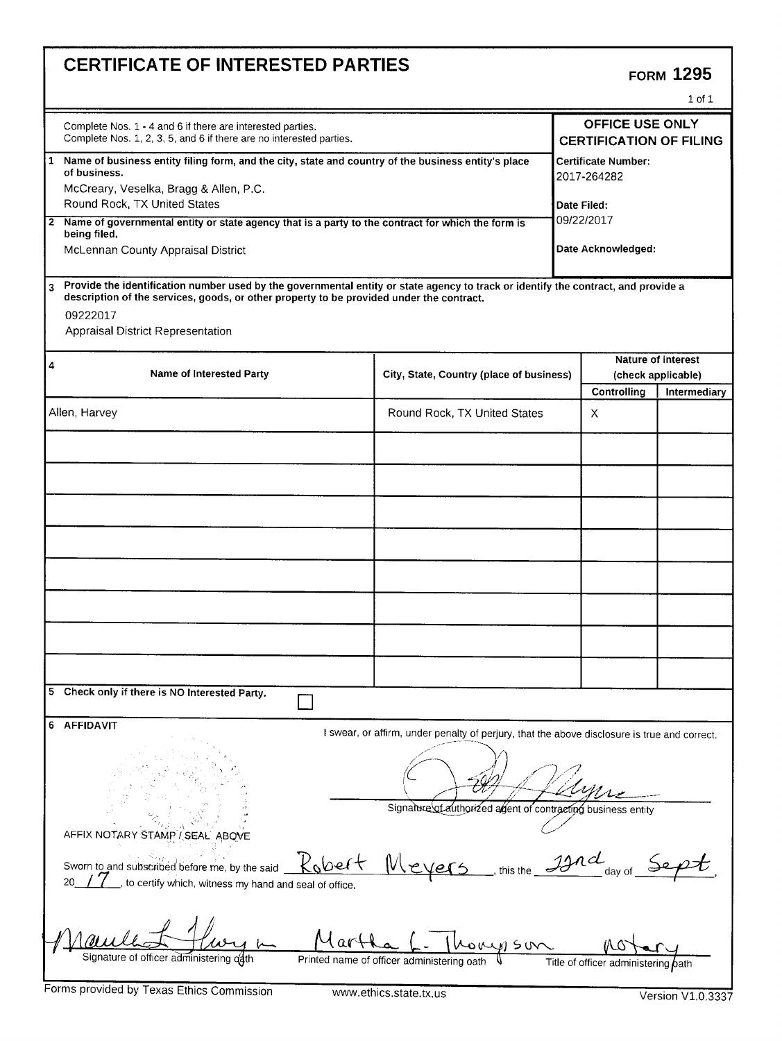# CERTIFICATE OF INTERESTED PARTIES

**FORM 1295**

Complete Nos. 1 - 4 and 6 if there are interested parties.
Complete Nos. 1, 2, 3, 5, and 6 if there are no interested parties.

**OFFICE USE ONLY**
**CERTIFICATION OF FILING**

**Certificate Number:**
2017-264282

**Date Filed:**
09/22/2017

**Date Acknowledged:**

**1** **Name of business entity filing form, and the city, state and country of the business entity's place of business.**

McCreary, Veselka, Bragg & Allen, P.C.
Round Rock, TX United States

**2** **Name of governmental entity or state agency that is a party to the contract for which the form is being filed.**

McLennan County Appraisal District

**3** **Provide the identification number used by the governmental entity or state agency to track or identify the contract, and provide a description of the services, goods, or other property to be provided under the contract.**

09222017
Appraisal District Representation

**4**

| Name of Interested Party | City, State, Country (place of business) | Nature of interest (check applicable) | |
|---|---|---|---|
| | | Controlling | Intermediary |
| Allen, Harvey | Round Rock, TX United States | X | |
| | | | |
| | | | |
| | | | |
| | | | |
| | | | |
| | | | |
| | | | |
| | | | |

**5** **Check only if there is NO Interested Party.** ☐

**6** **AFFIDAVIT**

I swear, or affirm, under penalty of perjury, that the above disclosure is true and correct.

[Signature]
Signature of authorized agent of contracting business entity

AFFIX NOTARY STAMP / SEAL ABOVE

Sworn to and subscribed before me, by the said Robert Meyers, this the 22nd day of Sept, 20 17, to certify which, witness my hand and seal of office.

[Signature] Martha L. Thompson Notary

Signature of officer administering oath | Printed name of officer administering oath | Title of officer administering oath

Forms provided by Texas Ethics Commission www.ethics.state.tx.us Version V1.0.3337